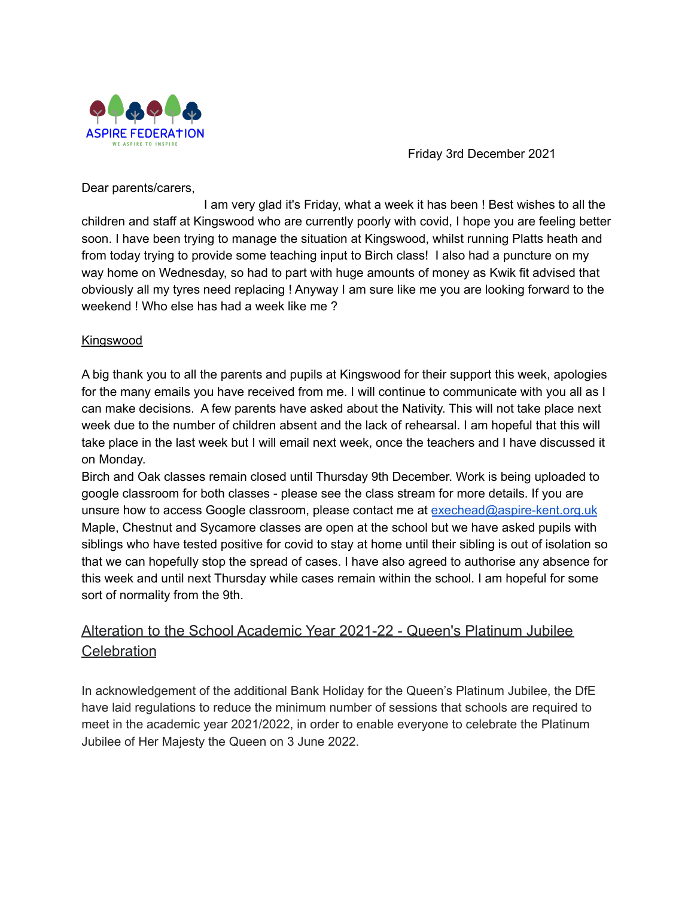ASPIRE FEDERATION

WE ASPIRE TO INSPIRE

Friday 3rd December 2021

Dear parents/carers,

I am very glad it's Friday, what a week it has been ! Best wishes to all the children and staff at Kingswood who are currently poorly with covid, I hope you are feeling better soon. I have been trying to manage the situation at Kingswood, whilst running Platts heath and from today trying to provide some teaching input to Birch class! I also had a puncture on my way home on Wednesday, so had to part with huge amounts of money as Kwik fit advised that obviously all my tyres need replacing ! Anyway I am sure like me you are looking forward to the weekend ! Who else has had a week like me ?

<u>Kingswood</u>

A big thank you to all the parents and pupils at Kingswood for their support this week, apologies for the many emails you have received from me. I will continue to communicate with you all as I can make decisions. A few parents have asked about the Nativity. This will not take place next week due to the number of children absent and the lack of rehearsal. I am hopeful that this will take place in the last week but I will email next week, once the teachers and I have discussed it on Monday.

Birch and Oak classes remain closed until Thursday 9th December. Work is being uploaded to google classroom for both classes - please see the class stream for more details. If you are unsure how to access Google classroom, please contact me at [exechead@aspire-kent.org.uk](mailto:exechead@aspire-kent.org.uk)

Maple, Chestnut and Sycamore classes are open at the school but we have asked pupils with siblings who have tested positive for covid to stay at home until their sibling is out of isolation so that we can hopefully stop the spread of cases. I have also agreed to authorise any absence for this week and until next Thursday while cases remain within the school. I am hopeful for some sort of normality from the 9th.

## <u>Alteration to the School Academic Year 2021-22 - Queen's Platinum Jubilee Celebration</u>

In acknowledgement of the additional Bank Holiday for the Queen's Platinum Jubilee, the DfE have laid regulations to reduce the minimum number of sessions that schools are required to meet in the academic year 2021/2022, in order to enable everyone to celebrate the Platinum Jubilee of Her Majesty the Queen on 3 June 2022.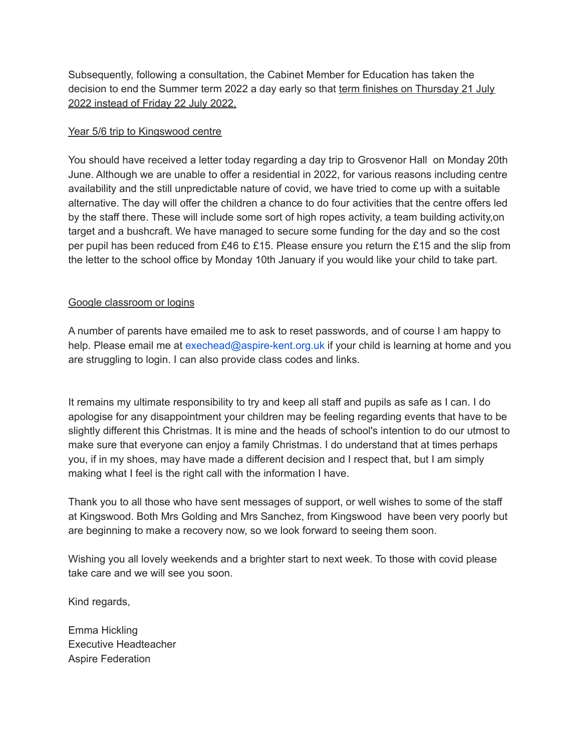Subsequently, following a consultation, the Cabinet Member for Education has taken the decision to end the Summer term 2022 a day early so that term finishes on Thursday 21 July 2022 instead of Friday 22 July 2022.

Year 5/6 trip to Kingswood centre

You should have received a letter today regarding a day trip to Grosvenor Hall  on Monday 20th June. Although we are unable to offer a residential in 2022, for various reasons including centre availability and the still unpredictable nature of covid, we have tried to come up with a suitable alternative. The day will offer the children a chance to do four activities that the centre offers led by the staff there. These will include some sort of high ropes activity, a team building activity,on target and a bushcraft. We have managed to secure some funding for the day and so the cost per pupil has been reduced from £46 to £15. Please ensure you return the £15 and the slip from the letter to the school office by Monday 10th January if you would like your child to take part.

Google classroom or logins

A number of parents have emailed me to ask to reset passwords, and of course I am happy to help. Please email me at exechead@aspire-kent.org.uk if your child is learning at home and you are struggling to login. I can also provide class codes and links.

It remains my ultimate responsibility to try and keep all staff and pupils as safe as I can. I do apologise for any disappointment your children may be feeling regarding events that have to be slightly different this Christmas. It is mine and the heads of school's intention to do our utmost to make sure that everyone can enjoy a family Christmas. I do understand that at times perhaps you, if in my shoes, may have made a different decision and I respect that, but I am simply making what I feel is the right call with the information I have.

Thank you to all those who have sent messages of support, or well wishes to some of the staff at Kingswood. Both Mrs Golding and Mrs Sanchez, from Kingswood  have been very poorly but are beginning to make a recovery now, so we look forward to seeing them soon.

Wishing you all lovely weekends and a brighter start to next week. To those with covid please take care and we will see you soon.

Kind regards,

Emma Hickling  
Executive Headteacher  
Aspire Federation